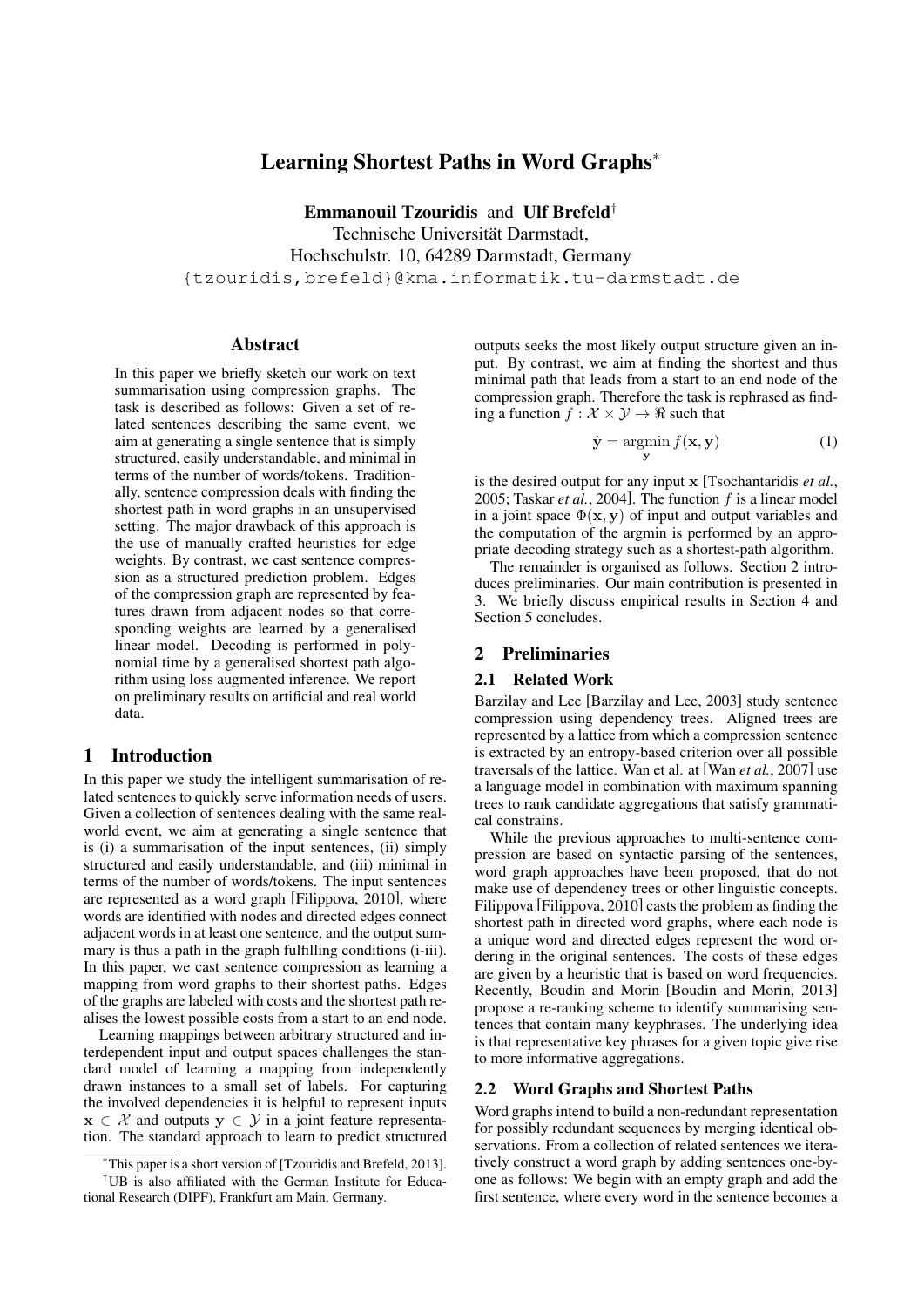# Learning Shortest Paths in Word Graphs*

**Emmanouil Tzouridis** and **Ulf Brefeld**†

Technische Universität Darmstadt,
Hochschulstr. 10, 64289 Darmstadt, Germany
{tzouridis,brefeld}@kma.informatik.tu-darmstadt.de

## Abstract

In this paper we briefly sketch our work on text summarisation using compression graphs. The task is described as follows: Given a set of related sentences describing the same event, we aim at generating a single sentence that is simply structured, easily understandable, and minimal in terms of the number of words/tokens. Traditionally, sentence compression deals with finding the shortest path in word graphs in an unsupervised setting. The major drawback of this approach is the use of manually crafted heuristics for edge weights. By contrast, we cast sentence compression as a structured prediction problem. Edges of the compression graph are represented by features drawn from adjacent nodes so that corresponding weights are learned by a generalised linear model. Decoding is performed in polynomial time by a generalised shortest path algorithm using loss augmented inference. We report on preliminary results on artificial and real world data.

## 1 Introduction

In this paper we study the intelligent summarisation of related sentences to quickly serve information needs of users. Given a collection of sentences dealing with the same real-world event, we aim at generating a single sentence that is (i) a summarisation of the input sentences, (ii) simply structured and easily understandable, and (iii) minimal in terms of the number of words/tokens. The input sentences are represented as a word graph [Filippova, 2010], where words are identified with nodes and directed edges connect adjacent words in at least one sentence, and the output summary is thus a path in the graph fulfilling conditions (i-iii). In this paper, we cast sentence compression as learning a mapping from word graphs to their shortest paths. Edges of the graphs are labeled with costs and the shortest path realises the lowest possible costs from a start to an end node.

Learning mappings between arbitrary structured and interdependent input and output spaces challenges the standard model of learning a mapping from independently drawn instances to a small set of labels. For capturing the involved dependencies it is helpful to represent inputs $\mathbf{x} \in \mathcal{X}$ and outputs $\mathbf{y} \in \mathcal{Y}$ in a joint feature representation. The standard approach to learn to predict structured outputs seeks the most likely output structure given an input. By contrast, we aim at finding the shortest and thus minimal path that leads from a start to an end node of the compression graph. Therefore the task is rephrased as finding a function $f : \mathcal{X} \times \mathcal{Y} \to \Re$ such that

$$\hat{\mathbf{y}} = \operatorname*{argmin}_{\mathbf{y}} f(\mathbf{x}, \mathbf{y}) \tag{1}$$

is the desired output for any input $\mathbf{x}$ [Tsochantaridis *et al.*, 2005; Taskar *et al.*, 2004]. The function $f$ is a linear model in a joint space $\Phi(\mathbf{x}, \mathbf{y})$ of input and output variables and the computation of the argmin is performed by an appropriate decoding strategy such as a shortest-path algorithm.

The remainder is organised as follows. Section 2 introduces preliminaries. Our main contribution is presented in 3. We briefly discuss empirical results in Section 4 and Section 5 concludes.

## 2 Preliminaries

### 2.1 Related Work

Barzilay and Lee [Barzilay and Lee, 2003] study sentence compression using dependency trees. Aligned trees are represented by a lattice from which a compression sentence is extracted by an entropy-based criterion over all possible traversals of the lattice. Wan et al. at [Wan *et al.*, 2007] use a language model in combination with maximum spanning trees to rank candidate aggregations that satisfy grammatical constrains.

While the previous approaches to multi-sentence compression are based on syntactic parsing of the sentences, word graph approaches have been proposed, that do not make use of dependency trees or other linguistic concepts. Filippova [Filippova, 2010] casts the problem as finding the shortest path in directed word graphs, where each node is a unique word and directed edges represent the word ordering in the original sentences. The costs of these edges are given by a heuristic that is based on word frequencies. Recently, Boudin and Morin [Boudin and Morin, 2013] propose a re-ranking scheme to identify summarising sentences that contain many keyphrases. The underlying idea is that representative key phrases for a given topic give rise to more informative aggregations.

### 2.2 Word Graphs and Shortest Paths

Word graphs intend to build a non-redundant representation for possibly redundant sequences by merging identical observations. From a collection of related sentences we iteratively construct a word graph by adding sentences one-by-one as follows: We begin with an empty graph and add the first sentence, where every word in the sentence becomes a

*This paper is a short version of [Tzouridis and Brefeld, 2013].

†UB is also affiliated with the German Institute for Educational Research (DIPF), Frankfurt am Main, Germany.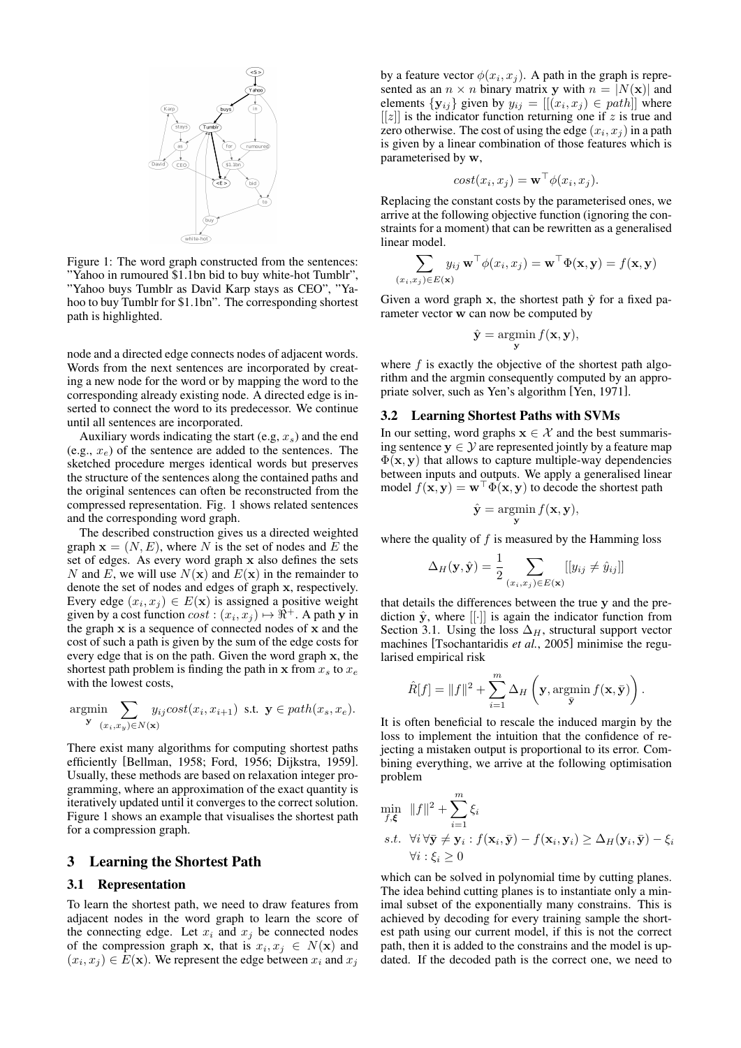Figure 1: The word graph constructed from the sentences: "Yahoo in rumoured $1.1bn bid to buy white-hot Tumblr", "Yahoo buys Tumblr as David Karp stays as CEO", "Yahoo to buy Tumblr for $1.1bn". The corresponding shortest path is highlighted.

node and a directed edge connects nodes of adjacent words. Words from the next sentences are incorporated by creating a new node for the word or by mapping the word to the corresponding already existing node. A directed edge is inserted to connect the word to its predecessor. We continue until all sentences are incorporated.

Auxiliary words indicating the start (e.g, $x_s$) and the end (e.g., $x_e$) of the sentence are added to the sentences. The sketched procedure merges identical words but preserves the structure of the sentences along the contained paths and the original sentences can often be reconstructed from the compressed representation. Fig. 1 shows related sentences and the corresponding word graph.

The described construction gives us a directed weighted graph $\mathbf{x} = (N, E)$, where $N$ is the set of nodes and $E$ the set of edges. As every word graph $\mathbf{x}$ also defines the sets $N$ and $E$, we will use $N(\mathbf{x})$ and $E(\mathbf{x})$ in the remainder to denote the set of nodes and edges of graph $\mathbf{x}$, respectively. Every edge $(x_i, x_j) \in E(\mathbf{x})$ is assigned a positive weight given by a cost function $cost : (x_i, x_j) \mapsto \Re^+$. A path $\mathbf{y}$ in the graph $\mathbf{x}$ is a sequence of connected nodes of $\mathbf{x}$ and the cost of such a path is given by the sum of the edge costs for every edge that is on the path. Given the word graph $\mathbf{x}$, the shortest path problem is finding the path in $\mathbf{x}$ from $x_s$ to $x_e$ with the lowest costs,

$$\underset{\mathbf{y}}{\operatorname{argmin}} \sum_{(x_i, x_y) \in N(\mathbf{x})} y_{ij} cost(x_i, x_{i+1}) \text{ s.t. } \mathbf{y} \in path(x_s, x_e).$$

There exist many algorithms for computing shortest paths efficiently [Bellman, 1958; Ford, 1956; Dijkstra, 1959]. Usually, these methods are based on relaxation integer programming, where an approximation of the exact quantity is iteratively updated until it converges to the correct solution. Figure 1 shows an example that visualises the shortest path for a compression graph.

## 3 Learning the Shortest Path

### 3.1 Representation

To learn the shortest path, we need to draw features from adjacent nodes in the word graph to learn the score of the connecting edge. Let $x_i$ and $x_j$ be connected nodes of the compression graph $\mathbf{x}$, that is $x_i, x_j \in N(\mathbf{x})$ and $(x_i, x_j) \in E(\mathbf{x})$. We represent the edge between $x_i$ and $x_j$ by a feature vector $\phi(x_i, x_j)$. A path in the graph is represented as an $n \times n$ binary matrix $\mathbf{y}$ with $n = |N(\mathbf{x})|$ and elements $\{\mathbf{y}_{ij}\}$ given by $y_{ij} = [[(x_i, x_j) \in path]]$ where $[[z]]$ is the indicator function returning one if $z$ is true and zero otherwise. The cost of using the edge $(x_i, x_j)$ in a path is given by a linear combination of those features which is parameterised by $\mathbf{w}$,

$$cost(x_i, x_j) = \mathbf{w}^\top \phi(x_i, x_j).$$

Replacing the constant costs by the parameterised ones, we arrive at the following objective function (ignoring the constraints for a moment) that can be rewritten as a generalised linear model.

$$\sum_{(x_i, x_j) \in E(\mathbf{x})} y_{ij} \, \mathbf{w}^\top \phi(x_i, x_j) = \mathbf{w}^\top \Phi(\mathbf{x}, \mathbf{y}) = f(\mathbf{x}, \mathbf{y})$$

Given a word graph $\mathbf{x}$, the shortest path $\hat{\mathbf{y}}$ for a fixed parameter vector $\mathbf{w}$ can now be computed by

$$\hat{\mathbf{y}} = \underset{\mathbf{y}}{\operatorname{argmin}} \, f(\mathbf{x}, \mathbf{y}),$$

where $f$ is exactly the objective of the shortest path algorithm and the argmin consequently computed by an appropriate solver, such as Yen's algorithm [Yen, 1971].

### 3.2 Learning Shortest Paths with SVMs

In our setting, word graphs $\mathbf{x} \in \mathcal{X}$ and the best summarising sentence $\mathbf{y} \in \mathcal{Y}$ are represented jointly by a feature map $\Phi(\mathbf{x}, \mathbf{y})$ that allows to capture multiple-way dependencies between inputs and outputs. We apply a generalised linear model $f(\mathbf{x}, \mathbf{y}) = \mathbf{w}^\top \Phi(\mathbf{x}, \mathbf{y})$ to decode the shortest path

$$\hat{\mathbf{y}} = \underset{\mathbf{y}}{\operatorname{argmin}} \, f(\mathbf{x}, \mathbf{y}),$$

where the quality of $f$ is measured by the Hamming loss

$$\Delta_H(\mathbf{y}, \hat{\mathbf{y}}) = \frac{1}{2} \sum_{(x_i, x_j) \in E(\mathbf{x})} [[y_{ij} \neq \hat{y}_{ij}]]$$

that details the differences between the true $\mathbf{y}$ and the prediction $\hat{\mathbf{y}}$, where $[[\cdot]]$ is again the indicator function from Section 3.1. Using the loss $\Delta_H$, structural support vector machines [Tsochantaridis *et al.*, 2005] minimise the regularised empirical risk

$$\hat{R}[f] = \|f\|^2 + \sum_{i=1}^{m} \Delta_H \left( \mathbf{y}, \underset{\bar{\mathbf{y}}}{\operatorname{argmin}} \, f(\mathbf{x}, \bar{\mathbf{y}}) \right).$$

It is often beneficial to rescale the induced margin by the loss to implement the intuition that the confidence of rejecting a mistaken output is proportional to its error. Combining everything, we arrive at the following optimisation problem

$$\begin{aligned}
\min_{f, \boldsymbol{\xi}} \quad & \|f\|^2 + \sum_{i=1}^{m} \xi_i \\
s.t. \quad & \forall i \, \forall \bar{\mathbf{y}} \neq \mathbf{y}_i : f(\mathbf{x}_i, \bar{\mathbf{y}}) - f(\mathbf{x}_i, \mathbf{y}_i) \geq \Delta_H(\mathbf{y}_i, \bar{\mathbf{y}}) - \xi_i \\
& \forall i : \xi_i \geq 0
\end{aligned}$$

which can be solved in polynomial time by cutting planes. The idea behind cutting planes is to instantiate only a minimal subset of the exponentially many constrains. This is achieved by decoding for every training sample the shortest path using our current model, if this is not the correct path, then it is added to the constrains and the model is updated. If the decoded path is the correct one, we need to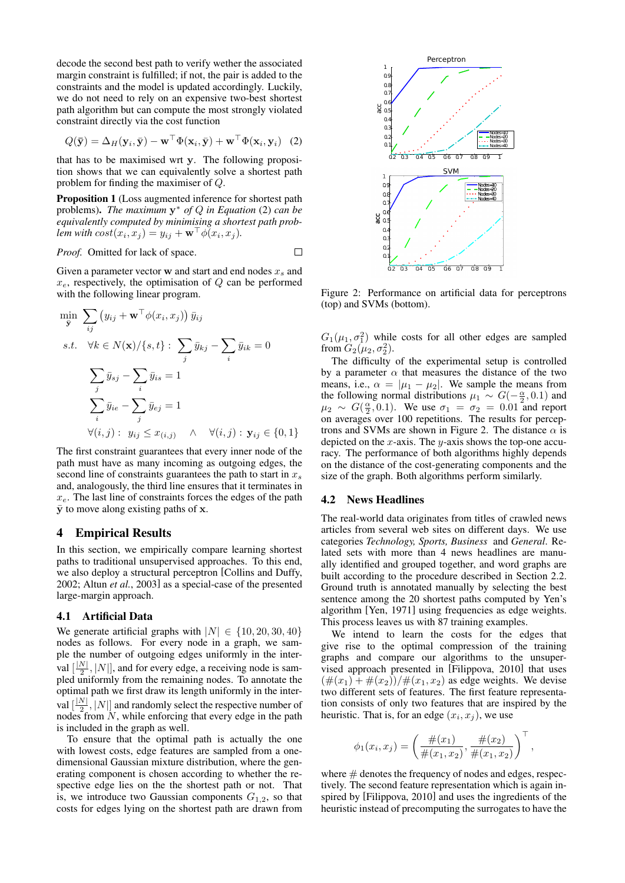decode the second best path to verify wether the associated margin constraint is fulfilled; if not, the pair is added to the constraints and the model is updated accordingly. Luckily, we do not need to rely on an expensive two-best shortest path algorithm but can compute the most strongly violated constraint directly via the cost function

$$Q(\bar{\mathbf{y}}) = \Delta_H(\mathbf{y}_i, \bar{\mathbf{y}}) - \mathbf{w}^\top \Phi(\mathbf{x}_i, \bar{\mathbf{y}}) + \mathbf{w}^\top \Phi(\mathbf{x}_i, \mathbf{y}_i) \quad (2)$$

that has to be maximised wrt $\mathbf{y}$. The following proposition shows that we can equivalently solve a shortest path problem for finding the maximiser of $Q$.

**Proposition 1** (Loss augmented inference for shortest path problems)**.** *The maximum* $\mathbf{y}^*$ *of* $Q$ *in Equation* (2) *can be equivalently computed by minimising a shortest path problem with* $cost(x_i, x_j) = y_{ij} + \mathbf{w}^\top \phi(x_i, x_j)$.

*Proof.* Omitted for lack of space. □

Given a parameter vector $\mathbf{w}$ and start and end nodes $x_s$ and $x_e$, respectively, the optimisation of $Q$ can be performed with the following linear program.

$$\begin{aligned}
\min_{\bar{\mathbf{y}}} \quad & \sum_{ij} \left(y_{ij} + \mathbf{w}^\top \phi(x_i, x_j)\right) \bar{y}_{ij} \\
s.t. \quad & \forall k \in N(\mathbf{x})/\{s,t\}: \sum_j \bar{y}_{kj} - \sum_i \bar{y}_{ik} = 0 \\
& \sum_j \bar{y}_{sj} - \sum_i \bar{y}_{is} = 1 \\
& \sum_i \bar{y}_{ie} - \sum_j \bar{y}_{ej} = 1 \\
& \forall (i,j): \; y_{ij} \le x_{(i,j)} \quad \wedge \quad \forall (i,j): \; \mathbf{y}_{ij} \in \{0,1\}
\end{aligned}$$

The first constraint guarantees that every inner node of the path must have as many incoming as outgoing edges, the second line of constraints guarantees the path to start in $x_s$ and, analogously, the third line ensures that it terminates in $x_e$. The last line of constraints forces the edges of the path $\bar{\mathbf{y}}$ to move along existing paths of $\mathbf{x}$.

## 4 Empirical Results

In this section, we empirically compare learning shortest paths to traditional unsupervised approaches. To this end, we also deploy a structural perceptron [Collins and Duffy, 2002; Altun *et al.*, 2003] as a special-case of the presented large-margin approach.

### 4.1 Artificial Data

We generate artificial graphs with $|N| \in \{10, 20, 30, 40\}$ nodes as follows. For every node in a graph, we sample the number of outgoing edges uniformly in the interval $[\frac{|N|}{2}, |N|]$, and for every edge, a receiving node is sampled uniformly from the remaining nodes. To annotate the optimal path we first draw its length uniformly in the interval $[\frac{|N|}{2}, |N|]$ and randomly select the respective number of nodes from $N$, while enforcing that every edge in the path is included in the graph as well.

To ensure that the optimal path is actually the one with lowest costs, edge features are sampled from a one-dimensional Gaussian mixture distribution, where the generating component is chosen according to whether the respective edge lies on the the shortest path or not. That is, we introduce two Gaussian components $G_{1,2}$, so that costs for edges lying on the shortest path are drawn from $G_1(\mu_1, \sigma_1^2)$ while costs for all other edges are sampled from $G_2(\mu_2, \sigma_2^2)$.

Figure 2: Performance on artificial data for perceptrons (top) and SVMs (bottom).

The difficulty of the experimental setup is controlled by a parameter $\alpha$ that measures the distance of the two means, i.e., $\alpha = |\mu_1 - \mu_2|$. We sample the means from the following normal distributions $\mu_1 \sim G(-\frac{\alpha}{2}, 0.1)$ and $\mu_2 \sim G(\frac{\alpha}{2}, 0.1)$. We use $\sigma_1 = \sigma_2 = 0.01$ and report on averages over 100 repetitions. The results for perceptrons and SVMs are shown in Figure 2. The distance $\alpha$ is depicted on the $x$-axis. The $y$-axis shows the top-one accuracy. The performance of both algorithms highly depends on the distance of the cost-generating components and the size of the graph. Both algorithms perform similarly.

### 4.2 News Headlines

The real-world data originates from titles of crawled news articles from several web sites on different days. We use categories *Technology, Sports, Business* and *General*. Related sets with more than 4 news headlines are manually identified and grouped together, and word graphs are built according to the procedure described in Section 2.2. Ground truth is annotated manually by selecting the best sentence among the 20 shortest paths computed by Yen's algorithm [Yen, 1971] using frequencies as edge weights. This process leaves us with 87 training examples.

We intend to learn the costs for the edges that give rise to the optimal compression of the training graphs and compare our algorithms to the unsupervised approach presented in [Filippova, 2010] that uses $(\#(x_1) + \#(x_2))/\#(x_1, x_2)$ as edge weights. We devise two different sets of features. The first feature representation consists of only two features that are inspired by the heuristic. That is, for an edge $(x_i, x_j)$, we use

$$\phi_1(x_i, x_j) = \left(\frac{\#(x_1)}{\#(x_1, x_2)}, \frac{\#(x_2)}{\#(x_1, x_2)}\right)^\top,$$

where $\#$ denotes the frequency of nodes and edges, respectively. The second feature representation which is again inspired by [Filippova, 2010] and uses the ingredients of the heuristic instead of precomputing the surrogates to have the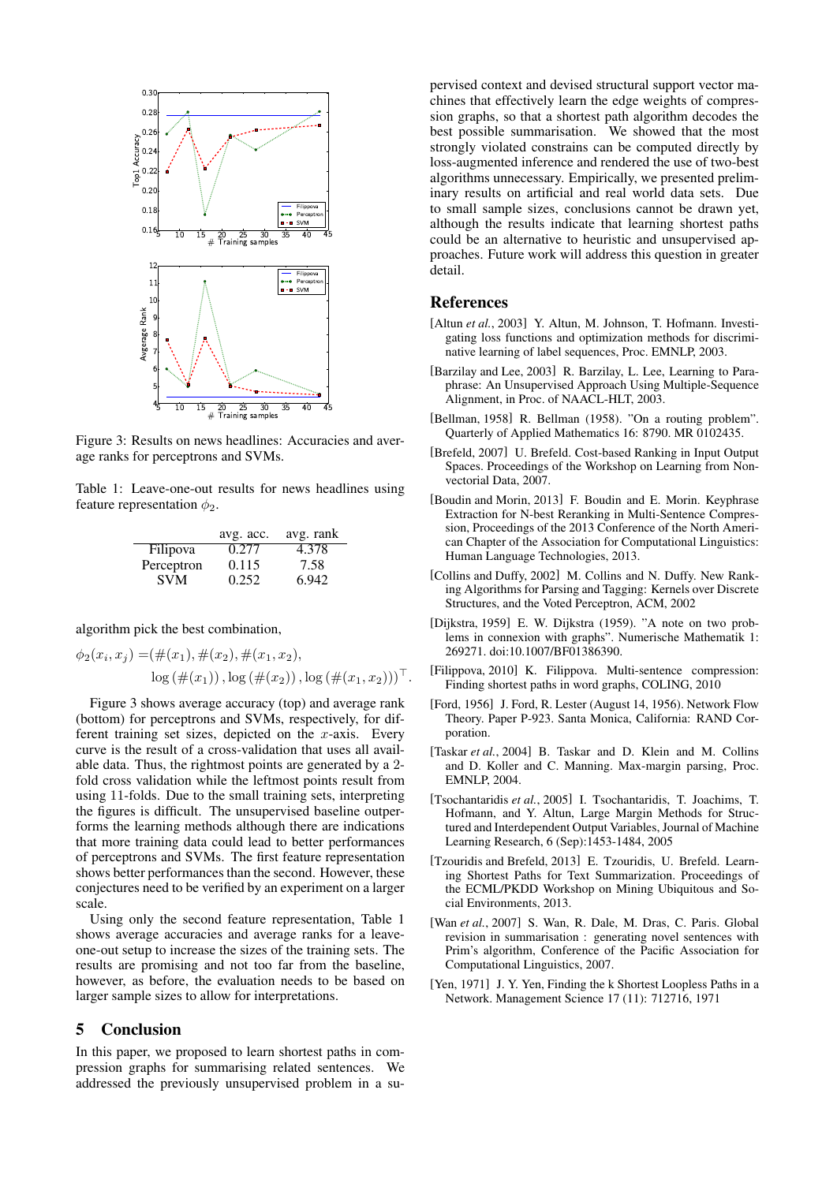0.30
0.28
0.26
0.24
0.22
0.20
0.18
0.16
Top1 Accuracy
5 10 15 20 25 30 35 40 45
# Training samples
Filipova
Perceptron
SVM

12
11
10
9
8
7
6
5
4
Avgerage Rank
5 10 15 20 25 30 35 40 45
# Training samples
Filipova
Perceptron
SVM

Figure 3: Results on news headlines: Accuracies and average ranks for perceptrons and SVMs.

Table 1: Leave-one-out results for news headlines using feature representation $\phi_2$.

| | avg. acc. | avg. rank |
|---|---|---|
| Filipova | 0.277 | 4.378 |
| Perceptron | 0.115 | 7.58 |
| SVM | 0.252 | 6.942 |

algorithm pick the best combination,

$$\phi_2(x_i, x_j) = (\#(x_1), \#(x_2), \#(x_1, x_2), \log(\#(x_1)), \log(\#(x_2)), \log(\#(x_1, x_2)))^\top.$$

Figure 3 shows average accuracy (top) and average rank (bottom) for perceptrons and SVMs, respectively, for different training set sizes, depicted on the $x$-axis. Every curve is the result of a cross-validation that uses all available data. Thus, the rightmost points are generated by a 2-fold cross validation while the leftmost points result from using 11-folds. Due to the small training sets, interpreting the figures is difficult. The unsupervised baseline outperforms the learning methods although there are indications that more training data could lead to better performances of perceptrons and SVMs. The first feature representation shows better performances than the second. However, these conjectures need to be verified by an experiment on a larger scale.

Using only the second feature representation, Table 1 shows average accuracies and average ranks for a leave-one-out setup to increase the sizes of the training sets. The results are promising and not too far from the baseline, however, as before, the evaluation needs to be based on larger sample sizes to allow for interpretations.

## 5 Conclusion

In this paper, we proposed to learn shortest paths in compression graphs for summarising related sentences. We addressed the previously unsupervised problem in a supervised context and devised structural support vector machines that effectively learn the edge weights of compression graphs, so that a shortest path algorithm decodes the best possible summarisation. We showed that the most strongly violated constrains can be computed directly by loss-augmented inference and rendered the use of two-best algorithms unnecessary. Empirically, we presented preliminary results on artificial and real world data sets. Due to small sample sizes, conclusions cannot be drawn yet, although the results indicate that learning shortest paths could be an alternative to heuristic and unsupervised approaches. Future work will address this question in greater detail.

## References

[Altun *et al.*, 2003] Y. Altun, M. Johnson, T. Hofmann. Investigating loss functions and optimization methods for discriminative learning of label sequences, Proc. EMNLP, 2003.

[Barzilay and Lee, 2003] R. Barzilay, L. Lee, Learning to Paraphrase: An Unsupervised Approach Using Multiple-Sequence Alignment, in Proc. of NAACL-HLT, 2003.

[Bellman, 1958] R. Bellman (1958). "On a routing problem". Quarterly of Applied Mathematics 16: 8790. MR 0102435.

[Brefeld, 2007] U. Brefeld. Cost-based Ranking in Input Output Spaces. Proceedings of the Workshop on Learning from Non-vectorial Data, 2007.

[Boudin and Morin, 2013] F. Boudin and E. Morin. Keyphrase Extraction for N-best Reranking in Multi-Sentence Compression, Proceedings of the 2013 Conference of the North American Chapter of the Association for Computational Linguistics: Human Language Technologies, 2013.

[Collins and Duffy, 2002] M. Collins and N. Duffy. New Ranking Algorithms for Parsing and Tagging: Kernels over Discrete Structures, and the Voted Perceptron, ACM, 2002

[Dijkstra, 1959] E. W. Dijkstra (1959). "A note on two problems in connexion with graphs". Numerische Mathematik 1: 269271. doi:10.1007/BF01386390.

[Filippova, 2010] K. Filippova. Multi-sentence compression: Finding shortest paths in word graphs, COLING, 2010

[Ford, 1956] J. Ford, R. Lester (August 14, 1956). Network Flow Theory. Paper P-923. Santa Monica, California: RAND Corporation.

[Taskar *et al.*, 2004] B. Taskar and D. Klein and M. Collins and D. Koller and C. Manning. Max-margin parsing, Proc. EMNLP, 2004.

[Tsochantaridis *et al.*, 2005] I. Tsochantaridis, T. Joachims, T. Hofmann, and Y. Altun, Large Margin Methods for Structured and Interdependent Output Variables, Journal of Machine Learning Research, 6 (Sep):1453-1484, 2005

[Tzouridis and Brefeld, 2013] E. Tzouridis, U. Brefeld. Learning Shortest Paths for Text Summarization. Proceedings of the ECML/PKDD Workshop on Mining Ubiquitous and Social Environments, 2013.

[Wan *et al.*, 2007] S. Wan, R. Dale, M. Dras, C. Paris. Global revision in summarisation : generating novel sentences with Prim's algorithm, Conference of the Pacific Association for Computational Linguistics, 2007.

[Yen, 1971] J. Y. Yen, Finding the k Shortest Loopless Paths in a Network. Management Science 17 (11): 712716, 1971